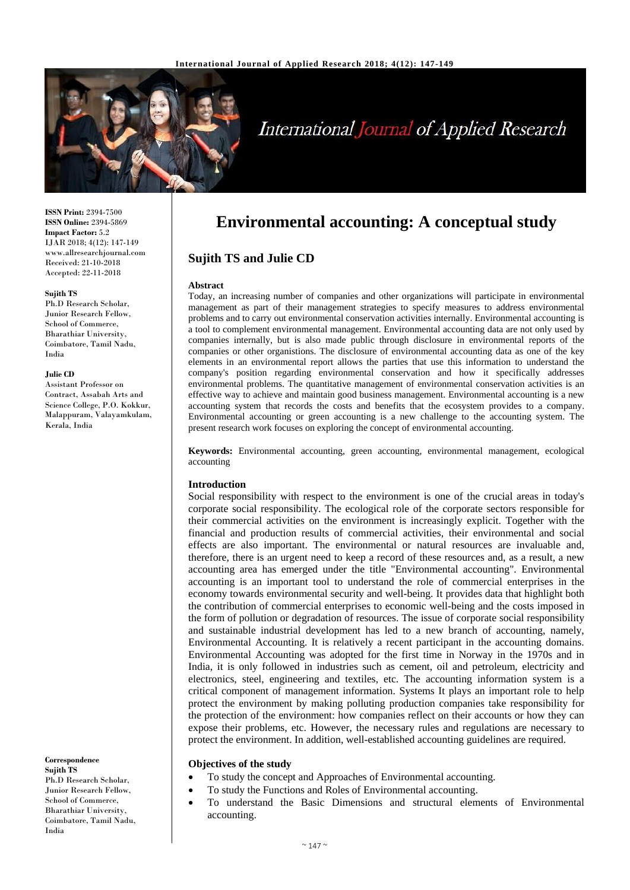# Environmental accounting: A conceptual study

## Sujith TS and Julie CD

**ISSN Print:** 2394-7500
**ISSN Online:** 2394-5869
**Impact Factor:** 5.2
IJAR 2018; 4(12): 147-149
www.allresearchjournal.com
Received: 21-10-2018
Accepted: 22-11-2018

**Sujith TS**
Ph.D Research Scholar, Junior Research Fellow, School of Commerce, Bharathiar University, Coimbatore, Tamil Nadu, India

**Julie CD**
Assistant Professor on Contract, Assabah Arts and Science College, P.O. Kokkur, Malappuram, Valayamkulam, Kerala, India

**Correspondence**
**Sujith TS**
Ph.D Research Scholar, Junior Research Fellow, School of Commerce, Bharathiar University, Coimbatore, Tamil Nadu, India

### Abstract

Today, an increasing number of companies and other organizations will participate in environmental management as part of their management strategies to specify measures to address environmental problems and to carry out environmental conservation activities internally. Environmental accounting is a tool to complement environmental management. Environmental accounting data are not only used by companies internally, but is also made public through disclosure in environmental reports of the companies or other organistions. The disclosure of environmental accounting data as one of the key elements in an environmental report allows the parties that use this information to understand the company's position regarding environmental conservation and how it specifically addresses environmental problems. The quantitative management of environmental conservation activities is an effective way to achieve and maintain good business management. Environmental accounting is a new accounting system that records the costs and benefits that the ecosystem provides to a company. Environmental accounting or green accounting is a new challenge to the accounting system. The present research work focuses on exploring the concept of environmental accounting.

**Keywords:** Environmental accounting, green accounting, environmental management, ecological accounting

### Introduction

Social responsibility with respect to the environment is one of the crucial areas in today's corporate social responsibility. The ecological role of the corporate sectors responsible for their commercial activities on the environment is increasingly explicit. Together with the financial and production results of commercial activities, their environmental and social effects are also important. The environmental or natural resources are invaluable and, therefore, there is an urgent need to keep a record of these resources and, as a result, a new accounting area has emerged under the title "Environmental accounting". Environmental accounting is an important tool to understand the role of commercial enterprises in the economy towards environmental security and well-being. It provides data that highlight both the contribution of commercial enterprises to economic well-being and the costs imposed in the form of pollution or degradation of resources. The issue of corporate social responsibility and sustainable industrial development has led to a new branch of accounting, namely, Environmental Accounting. It is relatively a recent participant in the accounting domains. Environmental Accounting was adopted for the first time in Norway in the 1970s and in India, it is only followed in industries such as cement, oil and petroleum, electricity and electronics, steel, engineering and textiles, etc. The accounting information system is a critical component of management information. Systems It plays an important role to help protect the environment by making polluting production companies take responsibility for the protection of the environment: how companies reflect on their accounts or how they can expose their problems, etc. However, the necessary rules and regulations are necessary to protect the environment. In addition, well-established accounting guidelines are required.

### Objectives of the study

- To study the concept and Approaches of Environmental accounting.
- To study the Functions and Roles of Environmental accounting.
- To understand the Basic Dimensions and structural elements of Environmental accounting.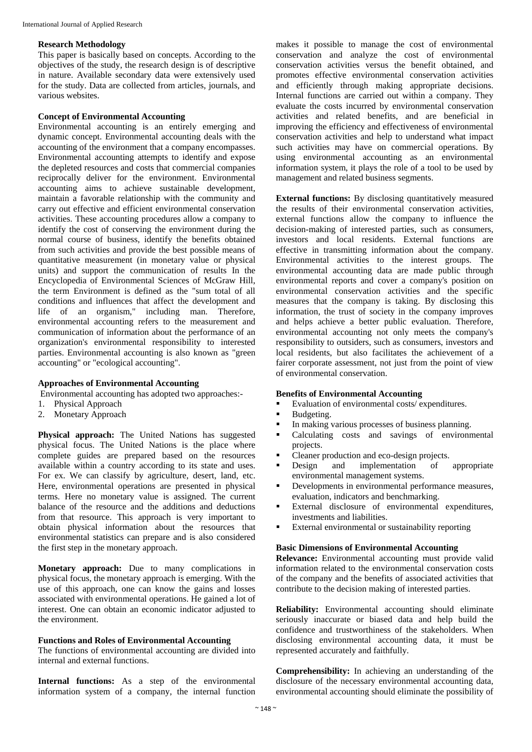### Research Methodology

This paper is basically based on concepts. According to the objectives of the study, the research design is of descriptive in nature. Available secondary data were extensively used for the study. Data are collected from articles, journals, and various websites.

### Concept of Environmental Accounting

Environmental accounting is an entirely emerging and dynamic concept. Environmental accounting deals with the accounting of the environment that a company encompasses. Environmental accounting attempts to identify and expose the depleted resources and costs that commercial companies reciprocally deliver for the environment. Environmental accounting aims to achieve sustainable development, maintain a favorable relationship with the community and carry out effective and efficient environmental conservation activities. These accounting procedures allow a company to identify the cost of conserving the environment during the normal course of business, identify the benefits obtained from such activities and provide the best possible means of quantitative measurement (in monetary value or physical units) and support the communication of results In the Encyclopedia of Environmental Sciences of McGraw Hill, the term Environment is defined as the "sum total of all conditions and influences that affect the development and life of an organism," including man. Therefore, environmental accounting refers to the measurement and communication of information about the performance of an organization's environmental responsibility to interested parties. Environmental accounting is also known as "green accounting" or "ecological accounting".

### Approaches of Environmental Accounting

Environmental accounting has adopted two approaches:-

1. Physical Approach
2. Monetary Approach

**Physical approach:** The United Nations has suggested physical focus. The United Nations is the place where complete guides are prepared based on the resources available within a country according to its state and uses. For ex. We can classify by agriculture, desert, land, etc. Here, environmental operations are presented in physical terms. Here no monetary value is assigned. The current balance of the resource and the additions and deductions from that resource. This approach is very important to obtain physical information about the resources that environmental statistics can prepare and is also considered the first step in the monetary approach.

**Monetary approach:** Due to many complications in physical focus, the monetary approach is emerging. With the use of this approach, one can know the gains and losses associated with environmental operations. He gained a lot of interest. One can obtain an economic indicator adjusted to the environment.

### Functions and Roles of Environmental Accounting

The functions of environmental accounting are divided into internal and external functions.

**Internal functions:** As a step of the environmental information system of a company, the internal function makes it possible to manage the cost of environmental conservation and analyze the cost of environmental conservation activities versus the benefit obtained, and promotes effective environmental conservation activities and efficiently through making appropriate decisions. Internal functions are carried out within a company. They evaluate the costs incurred by environmental conservation activities and related benefits, and are beneficial in improving the efficiency and effectiveness of environmental conservation activities and help to understand what impact such activities may have on commercial operations. By using environmental accounting as an environmental information system, it plays the role of a tool to be used by management and related business segments.

**External functions:** By disclosing quantitatively measured the results of their environmental conservation activities, external functions allow the company to influence the decision-making of interested parties, such as consumers, investors and local residents. External functions are effective in transmitting information about the company. Environmental activities to the interest groups. The environmental accounting data are made public through environmental reports and cover a company's position on environmental conservation activities and the specific measures that the company is taking. By disclosing this information, the trust of society in the company improves and helps achieve a better public evaluation. Therefore, environmental accounting not only meets the company's responsibility to outsiders, such as consumers, investors and local residents, but also facilitates the achievement of a fairer corporate assessment, not just from the point of view of environmental conservation.

### Benefits of Environmental Accounting

- Evaluation of environmental costs/ expenditures.
- Budgeting.
- In making various processes of business planning.
- Calculating costs and savings of environmental projects.
- Cleaner production and eco-design projects.
- Design and implementation of appropriate environmental management systems.
- Developments in environmental performance measures, evaluation, indicators and benchmarking.
- External disclosure of environmental expenditures, investments and liabilities.
- External environmental or sustainability reporting

### Basic Dimensions of Environmental Accounting

**Relevance:** Environmental accounting must provide valid information related to the environmental conservation costs of the company and the benefits of associated activities that contribute to the decision making of interested parties.

**Reliability:** Environmental accounting should eliminate seriously inaccurate or biased data and help build the confidence and trustworthiness of the stakeholders. When disclosing environmental accounting data, it must be represented accurately and faithfully.

**Comprehensibility:** In achieving an understanding of the disclosure of the necessary environmental accounting data, environmental accounting should eliminate the possibility of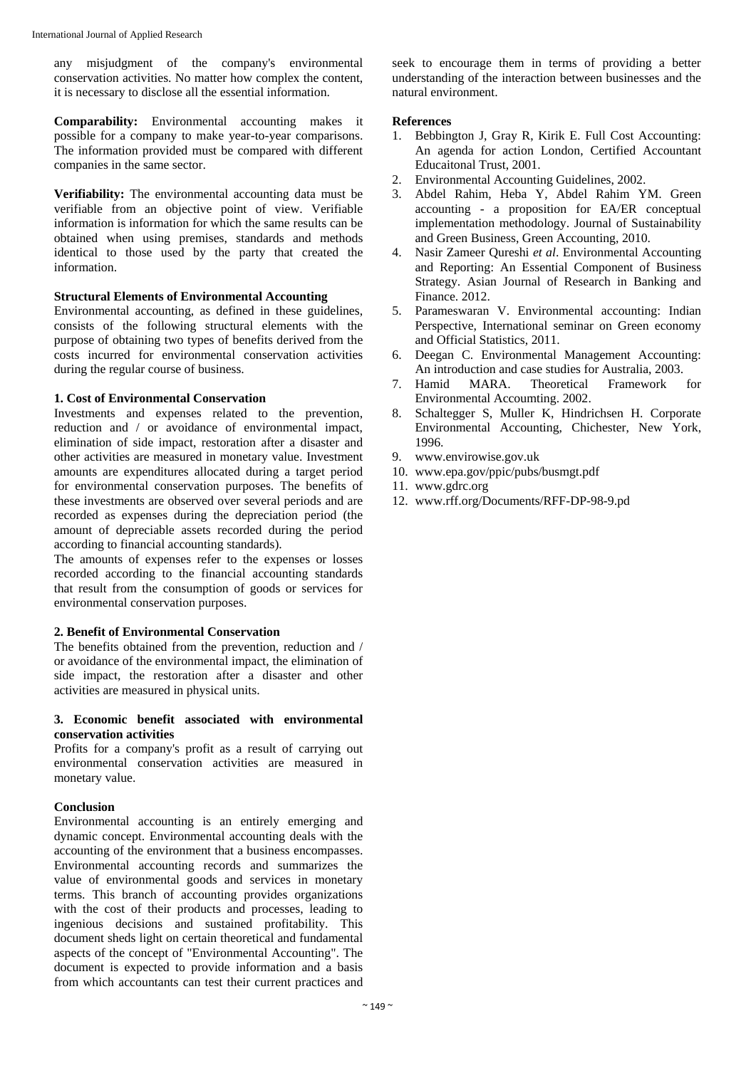any misjudgment of the company's environmental conservation activities. No matter how complex the content, it is necessary to disclose all the essential information.

**Comparability:** Environmental accounting makes it possible for a company to make year-to-year comparisons. The information provided must be compared with different companies in the same sector.

**Verifiability:** The environmental accounting data must be verifiable from an objective point of view. Verifiable information is information for which the same results can be obtained when using premises, standards and methods identical to those used by the party that created the information.

### Structural Elements of Environmental Accounting

Environmental accounting, as defined in these guidelines, consists of the following structural elements with the purpose of obtaining two types of benefits derived from the costs incurred for environmental conservation activities during the regular course of business.

#### 1. Cost of Environmental Conservation

Investments and expenses related to the prevention, reduction and / or avoidance of environmental impact, elimination of side impact, restoration after a disaster and other activities are measured in monetary value. Investment amounts are expenditures allocated during a target period for environmental conservation purposes. The benefits of these investments are observed over several periods and are recorded as expenses during the depreciation period (the amount of depreciable assets recorded during the period according to financial accounting standards).

The amounts of expenses refer to the expenses or losses recorded according to the financial accounting standards that result from the consumption of goods or services for environmental conservation purposes.

#### 2. Benefit of Environmental Conservation

The benefits obtained from the prevention, reduction and / or avoidance of the environmental impact, the elimination of side impact, the restoration after a disaster and other activities are measured in physical units.

#### 3. Economic benefit associated with environmental conservation activities

Profits for a company's profit as a result of carrying out environmental conservation activities are measured in monetary value.

### Conclusion

Environmental accounting is an entirely emerging and dynamic concept. Environmental accounting deals with the accounting of the environment that a business encompasses. Environmental accounting records and summarizes the value of environmental goods and services in monetary terms. This branch of accounting provides organizations with the cost of their products and processes, leading to ingenious decisions and sustained profitability. This document sheds light on certain theoretical and fundamental aspects of the concept of "Environmental Accounting". The document is expected to provide information and a basis from which accountants can test their current practices and seek to encourage them in terms of providing a better understanding of the interaction between businesses and the natural environment.

### References

1. Bebbington J, Gray R, Kirik E. Full Cost Accounting: An agenda for action London, Certified Accountant Educaitonal Trust, 2001.
2. Environmental Accounting Guidelines, 2002.
3. Abdel Rahim, Heba Y, Abdel Rahim YM. Green accounting - a proposition for EA/ER conceptual implementation methodology. Journal of Sustainability and Green Business, Green Accounting, 2010.
4. Nasir Zameer Qureshi *et al*. Environmental Accounting and Reporting: An Essential Component of Business Strategy. Asian Journal of Research in Banking and Finance. 2012.
5. Parameswaran V. Environmental accounting: Indian Perspective, International seminar on Green economy and Official Statistics, 2011.
6. Deegan C. Environmental Management Accounting: An introduction and case studies for Australia, 2003.
7. Hamid MARA. Theoretical Framework for Environmental Accoumting. 2002.
8. Schaltegger S, Muller K, Hindrichsen H. Corporate Environmental Accounting, Chichester, New York, 1996.
9. www.envirowise.gov.uk
10. www.epa.gov/ppic/pubs/busmgt.pdf
11. www.gdrc.org
12. www.rff.org/Documents/RFF-DP-98-9.pd